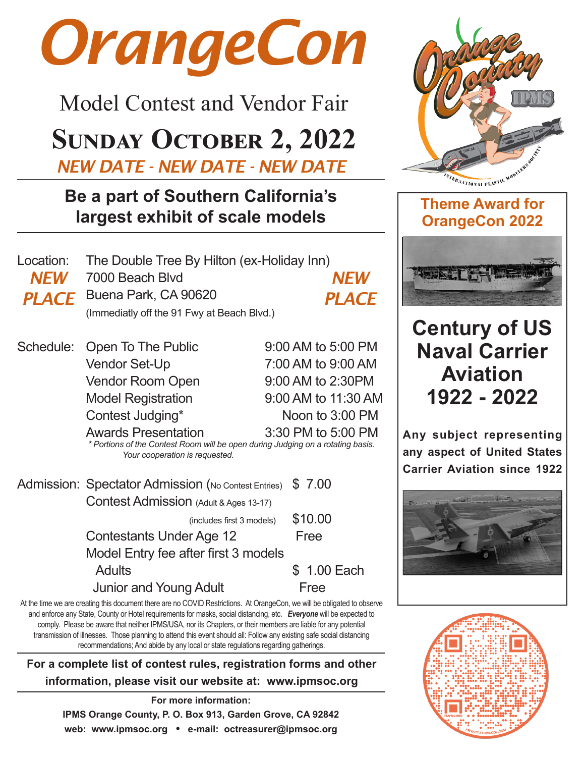# OrangeCon

## Model Contest and Vendor Fair

## Sunday October 2, 2022

***NEW DATE - NEW DATE - NEW DATE***

### Be a part of Southern California's largest exhibit of scale models

**Location:** ***NEW PLACE***
The Double Tree By Hilton (ex-Holiday Inn)
7000 Beach Blvd
Buena Park, CA 90620
(Immediatly off the 91 Fwy at Beach Blvd.)
***NEW PLACE***

**Schedule:**

| | |
|---|---|
| Open To The Public | 9:00 AM to 5:00 PM |
| Vendor Set-Up | 7:00 AM to 9:00 AM |
| Vendor Room Open | 9:00 AM to 2:30PM |
| Model Registration | 9:00 AM to 11:30 AM |
| Contest Judging* | Noon to 3:00 PM |
| Awards Presentation | 3:30 PM to 5:00 PM |

*\* Portions of the Contest Room will be open during Judging on a rotating basis. Your cooperation is requested.*

**Admission:**

| | |
|---|---|
| Spectator Admission (No Contest Entries) | $ 7.00 |
| Contest Admission (Adult & Ages 13-17) (includes first 3 models) | $10.00 |
| Contestants Under Age 12 | Free |
| Model Entry fee after first 3 models | |
| Adults | $ 1.00 Each |
| Junior and Young Adult | Free |

At the time we are creating this document there are no COVID Restrictions. At OrangeCon, we will be obligated to observe and enforce any State, County or Hotel requirements for masks, social distancing, etc. ***Everyone*** will be expected to comply. Please be aware that neither IPMS/USA, nor its Chapters, or their members are liable for any potential transmission of illnesses. Those planning to attend this event should all: Follow any existing safe social distancing recommendations; And abide by any local or state regulations regarding gatherings.

**For a complete list of contest rules, registration forms and other information, please visit our website at: www.ipmsoc.org**

**For more information:**
**IPMS Orange County, P. O. Box 913, Garden Grove, CA 92842**
**web: www.ipmsoc.org • e-mail: octreasurer@ipmsoc.org**

Orange County IPMS
International Plastic Modelers Society

### Theme Award for OrangeCon 2022

## Century of US Naval Carrier Aviation 1922 - 2022

**Any subject representing any aspect of United States Carrier Aviation since 1922**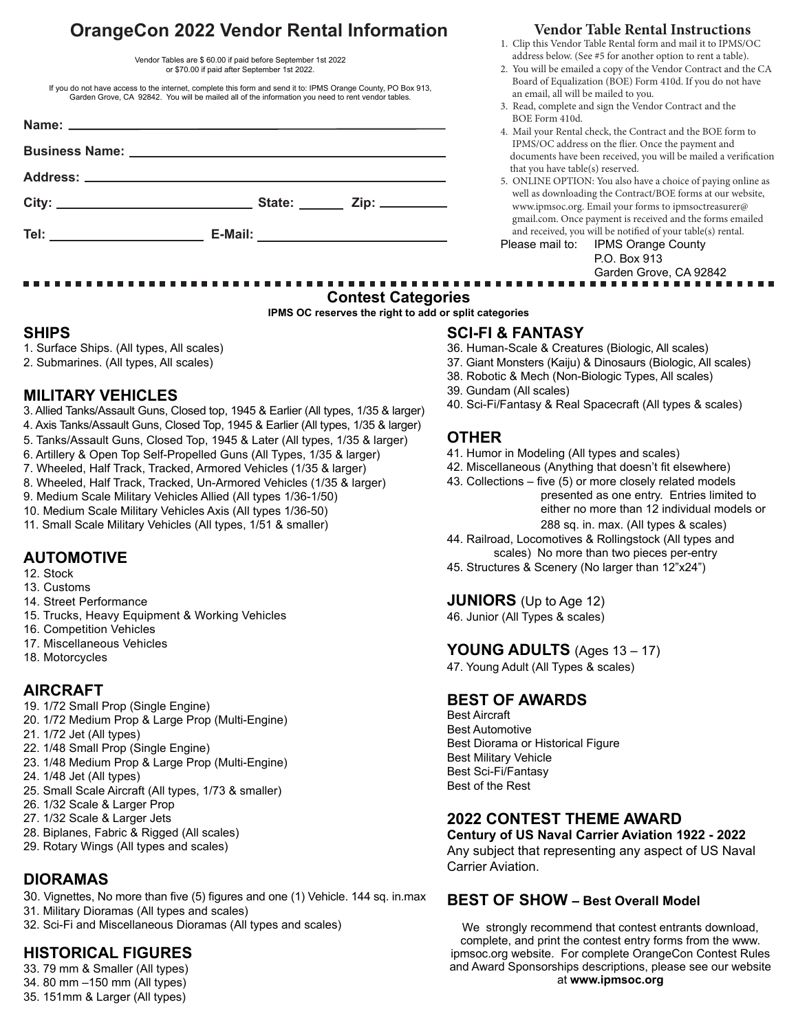# OrangeCon 2022 Vendor Rental Information

Vendor Tables are $ 60.00 if paid before September 1st 2022 or $70.00 if paid after September 1st 2022.

If you do not have access to the internet, complete this form and send it to: IPMS Orange County, PO Box 913, Garden Grove, CA 92842. You will be mailed all of the information you need to rent vendor tables.

**Name:** ______________________________

**Business Name:** ______________________________

**Address:** ______________________________

**City:** ____________________ **State:** ______ **Zip:** ________

**Tel:** ____________________ **E-Mail:** ____________________

## Vendor Table Rental Instructions

1. Clip this Vendor Table Rental form and mail it to IPMS/OC address below. (See #5 for another option to rent a table).
2. You will be emailed a copy of the Vendor Contract and the CA Board of Equalization (BOE) Form 410d. If you do not have an email, all will be mailed to you.
3. Read, complete and sign the Vendor Contract and the BOE Form 410d.
4. Mail your Rental check, the Contract and the BOE form to IPMS/OC address on the flier. Once the payment and documents have been received, you will be mailed a verification that you have table(s) reserved.
5. ONLINE OPTION: You also have a choice of paying online as well as downloading the Contract/BOE forms at our website, www.ipmsoc.org. Email your forms to ipmsoctreasurer@gmail.com. Once payment is received and the forms emailed and received, you will be notified of your table(s) rental.

Please mail to: IPMS Orange County
P.O. Box 913
Garden Grove, CA 92842

## Contest Categories

**IPMS OC reserves the right to add or split categories**

### SHIPS

1. Surface Ships. (All types, All scales)
2. Submarines. (All types, All scales)

### MILITARY VEHICLES

3. Allied Tanks/Assault Guns, Closed top, 1945 & Earlier (All types, 1/35 & larger)
4. Axis Tanks/Assault Guns, Closed Top, 1945 & Earlier (All types, 1/35 & larger)
5. Tanks/Assault Guns, Closed Top, 1945 & Later (All types, 1/35 & larger)
6. Artillery & Open Top Self-Propelled Guns (All Types, 1/35 & larger)
7. Wheeled, Half Track, Tracked, Armored Vehicles (1/35 & larger)
8. Wheeled, Half Track, Tracked, Un-Armored Vehicles (1/35 & larger)
9. Medium Scale Military Vehicles Allied (All types 1/36-1/50)
10. Medium Scale Military Vehicles Axis (All types 1/36-50)
11. Small Scale Military Vehicles (All types, 1/51 & smaller)

### AUTOMOTIVE

12. Stock
13. Customs
14. Street Performance
15. Trucks, Heavy Equipment & Working Vehicles
16. Competition Vehicles
17. Miscellaneous Vehicles
18. Motorcycles

### AIRCRAFT

19. 1/72 Small Prop (Single Engine)
20. 1/72 Medium Prop & Large Prop (Multi-Engine)
21. 1/72 Jet (All types)
22. 1/48 Small Prop (Single Engine)
23. 1/48 Medium Prop & Large Prop (Multi-Engine)
24. 1/48 Jet (All types)
25. Small Scale Aircraft (All types, 1/73 & smaller)
26. 1/32 Scale & Larger Prop
27. 1/32 Scale & Larger Jets
28. Biplanes, Fabric & Rigged (All scales)
29. Rotary Wings (All types and scales)

### DIORAMAS

30. Vignettes, No more than five (5) figures and one (1) Vehicle. 144 sq. in.max
31. Military Dioramas (All types and scales)
32. Sci-Fi and Miscellaneous Dioramas (All types and scales)

### HISTORICAL FIGURES

33. 79 mm & Smaller (All types)
34. 80 mm –150 mm (All types)
35. 151mm & Larger (All types)

### SCI-FI & FANTASY

36. Human-Scale & Creatures (Biologic, All scales)
37. Giant Monsters (Kaiju) & Dinosaurs (Biologic, All scales)
38. Robotic & Mech (Non-Biologic Types, All scales)
39. Gundam (All scales)
40. Sci-Fi/Fantasy & Real Spacecraft (All types & scales)

### OTHER

41. Humor in Modeling (All types and scales)
42. Miscellaneous (Anything that doesn't fit elsewhere)
43. Collections – five (5) or more closely related models presented as one entry. Entries limited to either no more than 12 individual models or 288 sq. in. max. (All types & scales)
44. Railroad, Locomotives & Rollingstock (All types and scales) No more than two pieces per-entry
45. Structures & Scenery (No larger than 12"x24")

### JUNIORS (Up to Age 12)

46. Junior (All Types & scales)

### YOUNG ADULTS (Ages 13 – 17)

47. Young Adult (All Types & scales)

### BEST OF AWARDS

Best Aircraft
Best Automotive
Best Diorama or Historical Figure
Best Military Vehicle
Best Sci-Fi/Fantasy
Best of the Rest

### 2022 CONTEST THEME AWARD

**Century of US Naval Carrier Aviation 1922 - 2022**

Any subject that representing any aspect of US Naval Carrier Aviation.

### BEST OF SHOW – Best Overall Model

We strongly recommend that contest entrants download, complete, and print the contest entry forms from the www.ipmsoc.org website. For complete OrangeCon Contest Rules and Award Sponsorships descriptions, please see our website at **www.ipmsoc.org**